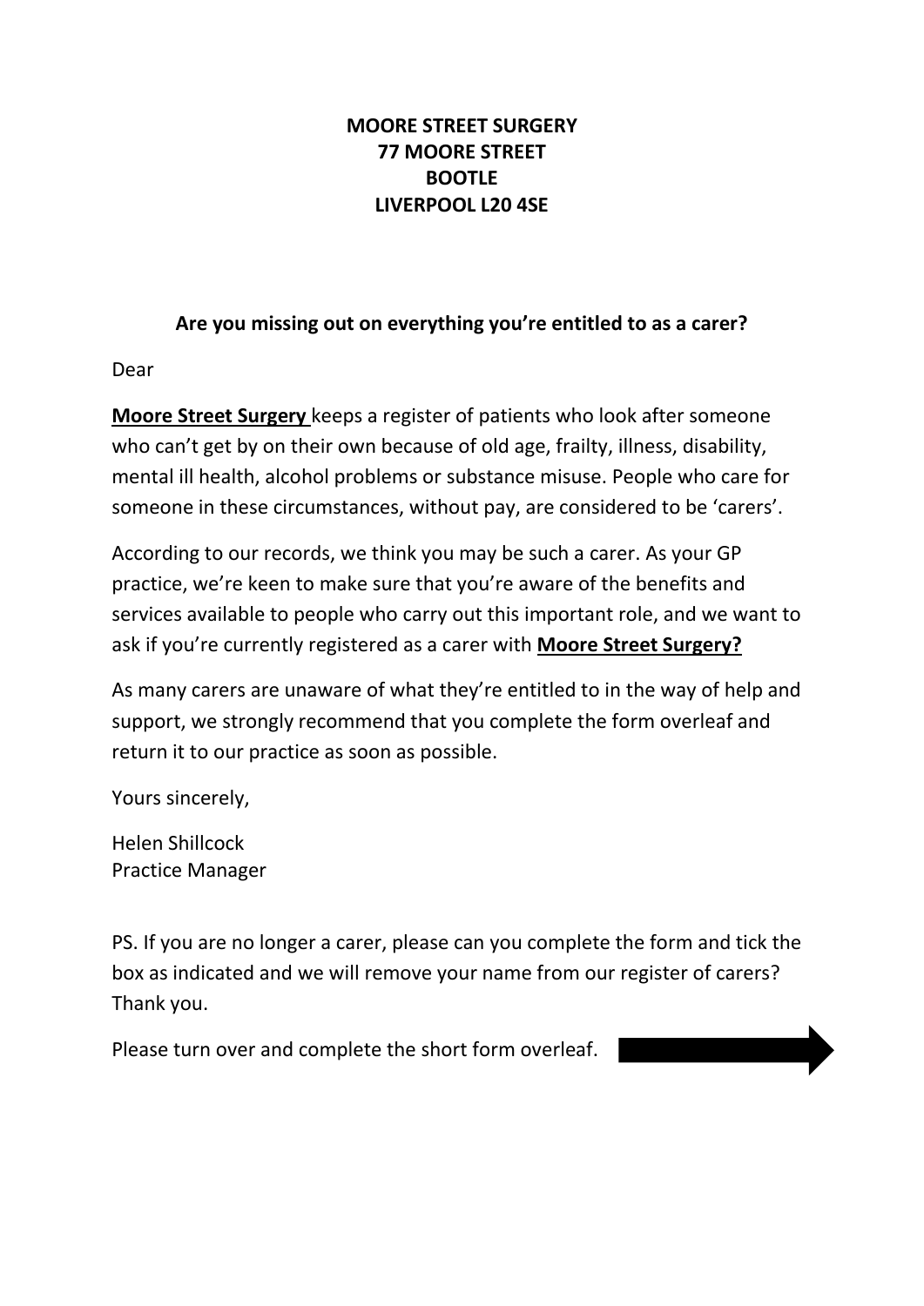**MOORE STREET SURGERY**
**77 MOORE STREET**
**BOOTLE**
**LIVERPOOL L20 4SE**

**Are you missing out on everything you're entitled to as a carer?**

Dear

**Moore Street Surgery** keeps a register of patients who look after someone who can't get by on their own because of old age, frailty, illness, disability, mental ill health, alcohol problems or substance misuse. People who care for someone in these circumstances, without pay, are considered to be 'carers'.

According to our records, we think you may be such a carer. As your GP practice, we're keen to make sure that you're aware of the benefits and services available to people who carry out this important role, and we want to ask if you're currently registered as a carer with **Moore Street Surgery?**

As many carers are unaware of what they're entitled to in the way of help and support, we strongly recommend that you complete the form overleaf and return it to our practice as soon as possible.

Yours sincerely,

Helen Shillcock
Practice Manager

PS. If you are no longer a carer, please can you complete the form and tick the box as indicated and we will remove your name from our register of carers? Thank you.

Please turn over and complete the short form overleaf.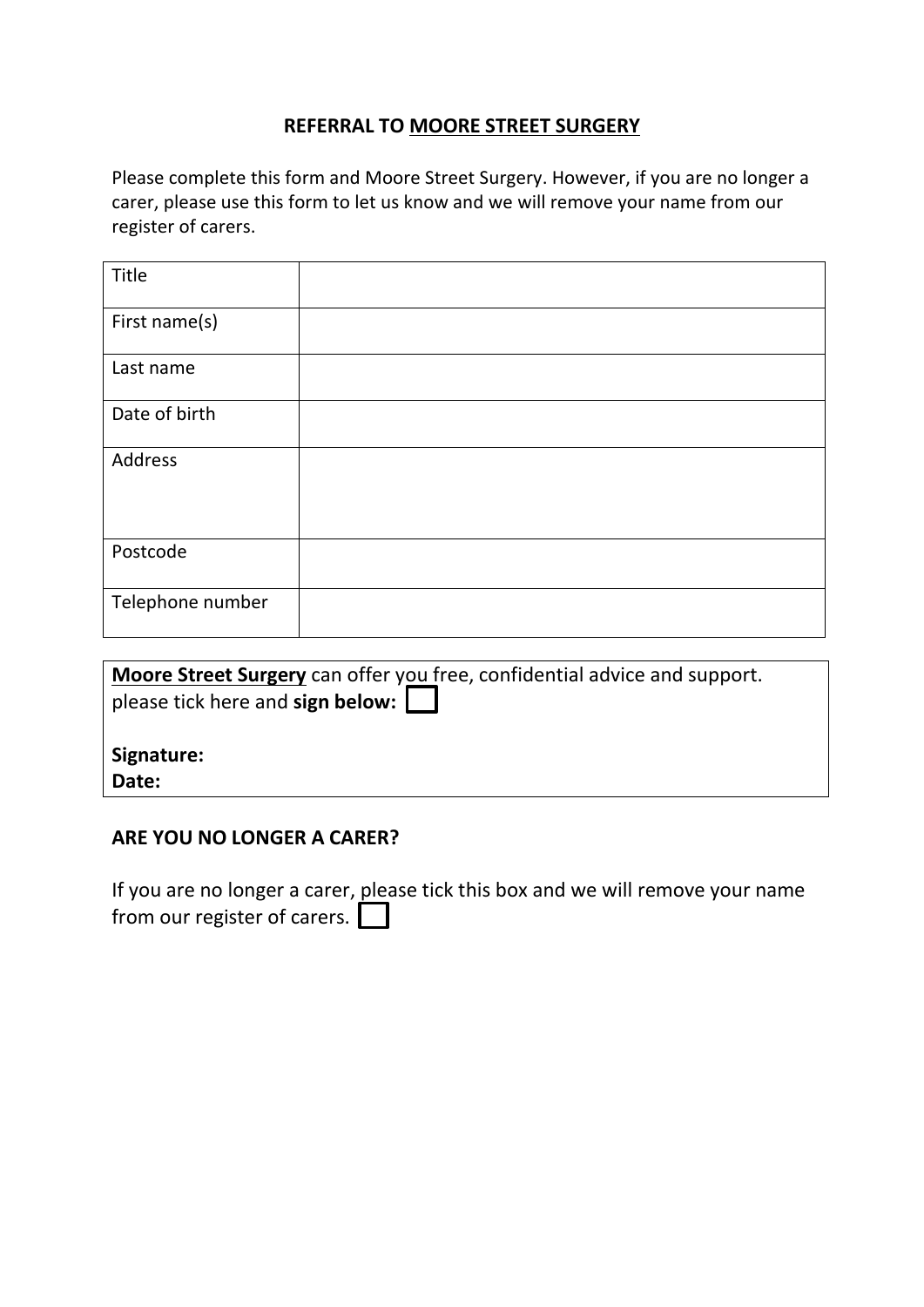## REFERRAL TO MOORE STREET SURGERY

Please complete this form and Moore Street Surgery. However, if you are no longer a carer, please use this form to let us know and we will remove your name from our register of carers.

| | |
|---|---|
| Title | |
| First name(s) | |
| Last name | |
| Date of birth | |
| Address | |
| Postcode | |
| Telephone number | |

**Moore Street Surgery** can offer you free, confidential advice and support. please tick here and **sign below:** ☐

**Signature:**
**Date:**

### ARE YOU NO LONGER A CARER?

If you are no longer a carer, please tick this box and we will remove your name from our register of carers. ☐